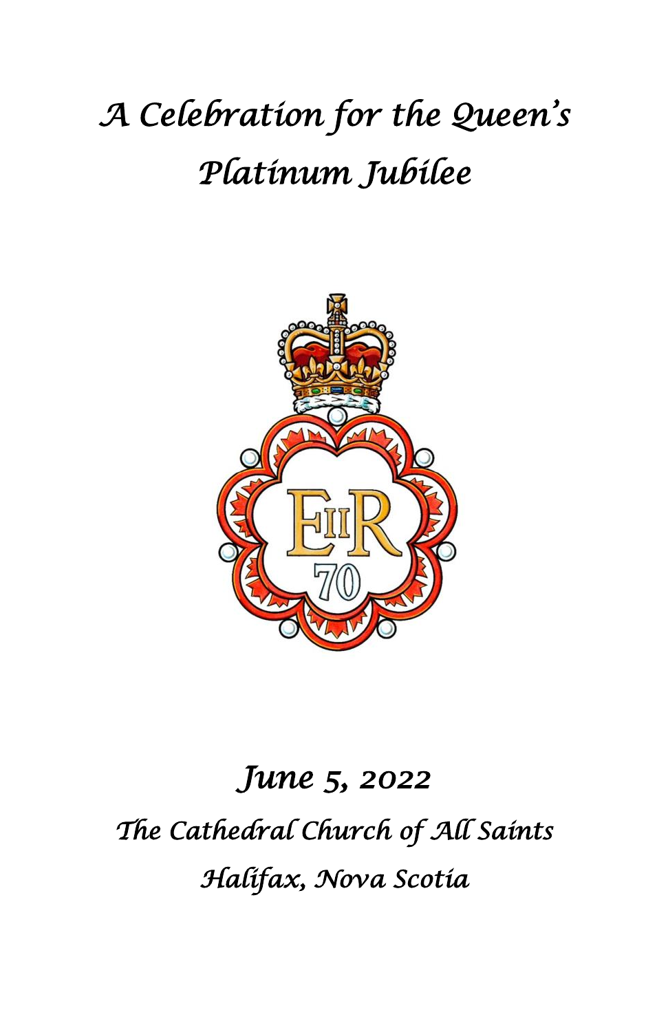# A Celebration for the Queen's Platinum Jubilee

## June 5, 2022

*The Cathedral Church of All Saints*

*Halifax, Nova Scotia*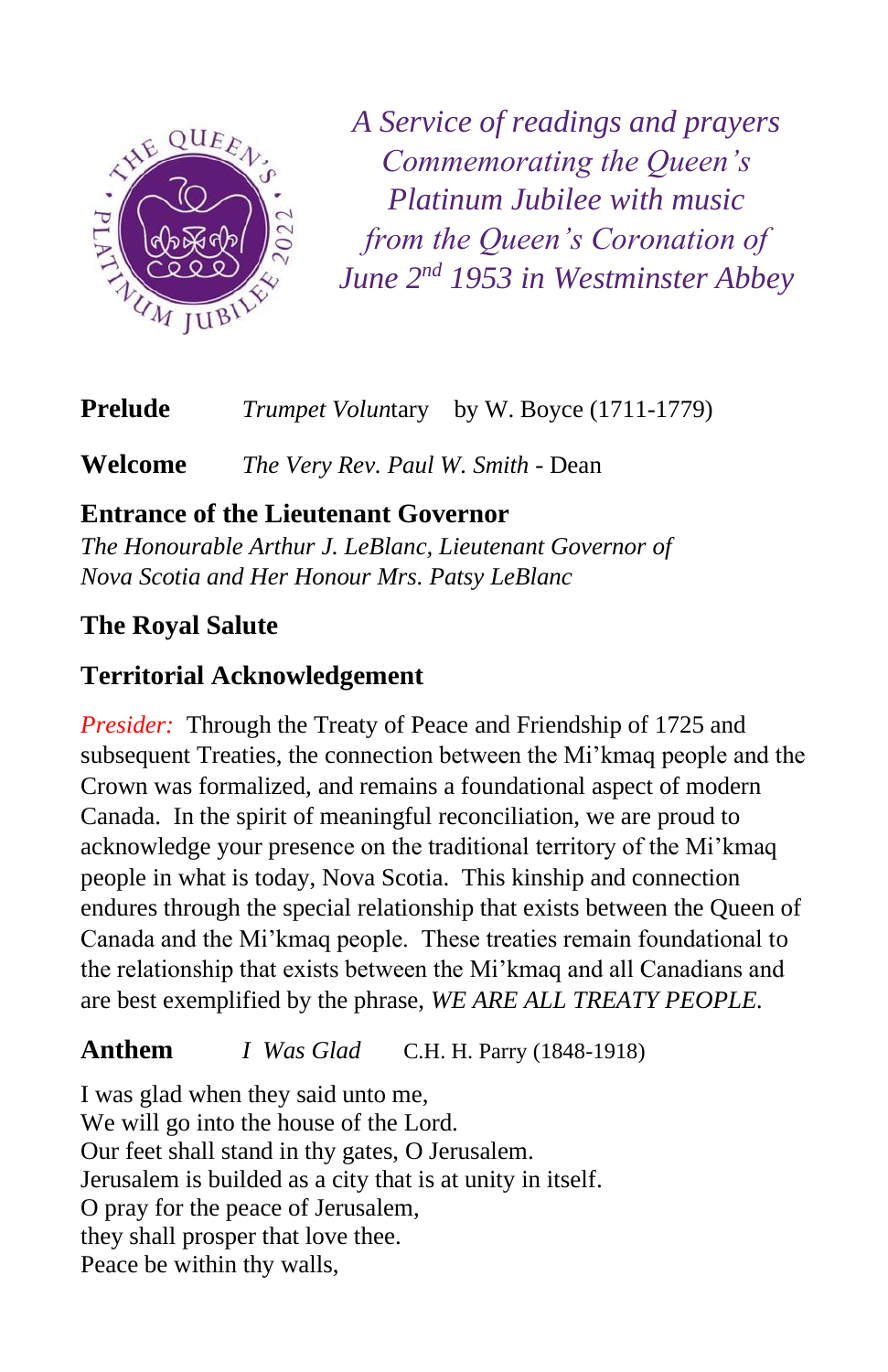*A Service of readings and prayers Commemorating the Queen's Platinum Jubilee with music from the Queen's Coronation of June 2nd 1953 in Westminster Abbey*

**Prelude** *Trumpet Voluntary* by W. Boyce (1711-1779)

**Welcome** *The Very Rev. Paul W. Smith* - Dean

### Entrance of the Lieutenant Governor

*The Honourable Arthur J. LeBlanc, Lieutenant Governor of Nova Scotia and Her Honour Mrs. Patsy LeBlanc*

### The Royal Salute

### Territorial Acknowledgement

*Presider:* Through the Treaty of Peace and Friendship of 1725 and subsequent Treaties, the connection between the Mi'kmaq people and the Crown was formalized, and remains a foundational aspect of modern Canada. In the spirit of meaningful reconciliation, we are proud to acknowledge your presence on the traditional territory of the Mi'kmaq people in what is today, Nova Scotia. This kinship and connection endures through the special relationship that exists between the Queen of Canada and the Mi'kmaq people. These treaties remain foundational to the relationship that exists between the Mi'kmaq and all Canadians and are best exemplified by the phrase, *WE ARE ALL TREATY PEOPLE.*

**Anthem** *I Was Glad* C.H. H. Parry (1848-1918)

I was glad when they said unto me,
We will go into the house of the Lord.
Our feet shall stand in thy gates, O Jerusalem.
Jerusalem is builded as a city that is at unity in itself.
O pray for the peace of Jerusalem,
they shall prosper that love thee.
Peace be within thy walls,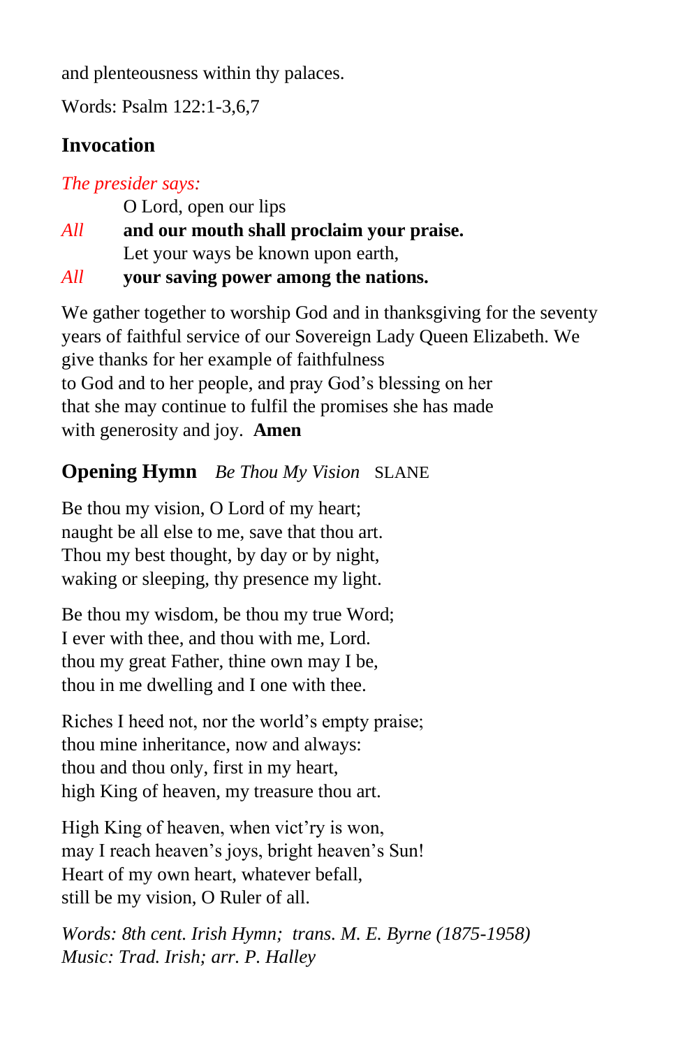and plenteousness within thy palaces.

Words: Psalm 122:1-3,6,7

## Invocation

*The presider says:*

O Lord, open our lips

*All* **and our mouth shall proclaim your praise.**

Let your ways be known upon earth,

*All* **your saving power among the nations.**

We gather together to worship God and in thanksgiving for the seventy years of faithful service of our Sovereign Lady Queen Elizabeth. We give thanks for her example of faithfulness
to God and to her people, and pray God's blessing on her
that she may continue to fulfil the promises she has made
with generosity and joy. **Amen**

## Opening Hymn *Be Thou My Vision* SLANE

Be thou my vision, O Lord of my heart;
naught be all else to me, save that thou art.
Thou my best thought, by day or by night,
waking or sleeping, thy presence my light.

Be thou my wisdom, be thou my true Word;
I ever with thee, and thou with me, Lord.
thou my great Father, thine own may I be,
thou in me dwelling and I one with thee.

Riches I heed not, nor the world's empty praise;
thou mine inheritance, now and always:
thou and thou only, first in my heart,
high King of heaven, my treasure thou art.

High King of heaven, when vict'ry is won,
may I reach heaven's joys, bright heaven's Sun!
Heart of my own heart, whatever befall,
still be my vision, O Ruler of all.

*Words: 8th cent. Irish Hymn; trans. M. E. Byrne (1875-1958)*
*Music: Trad. Irish; arr. P. Halley*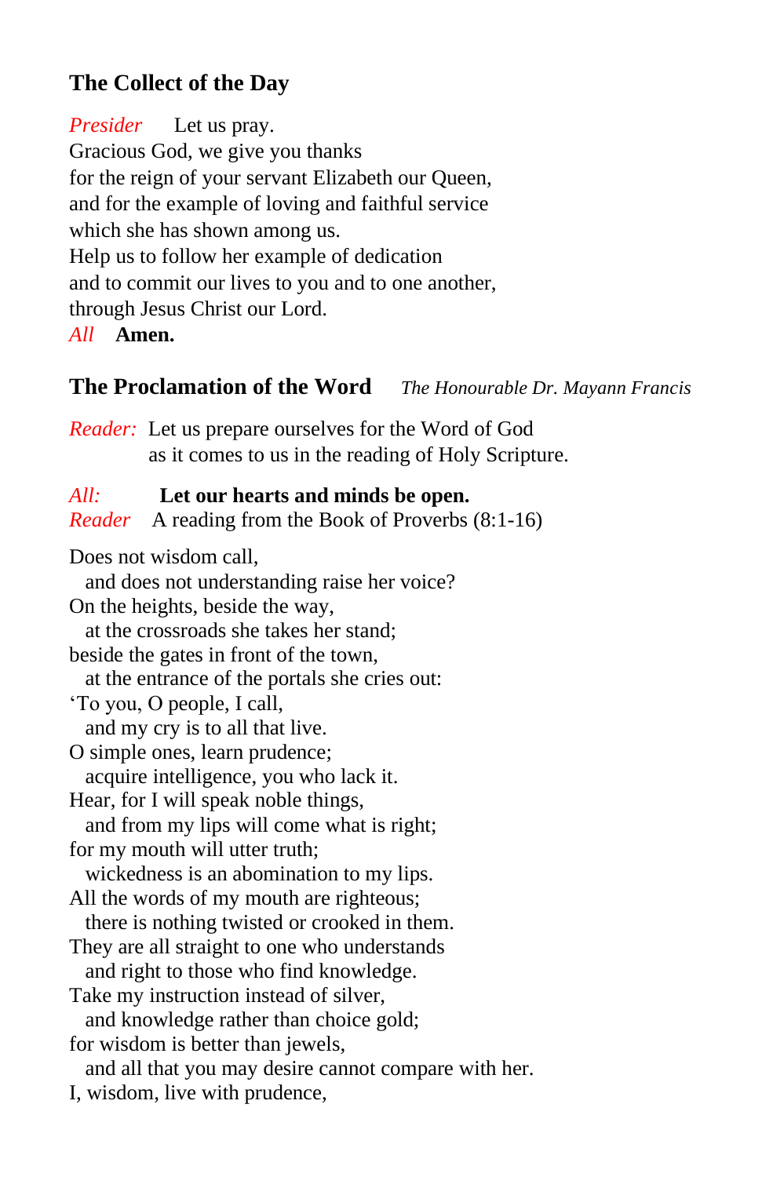## The Collect of the Day

*Presider* Let us pray.
Gracious God, we give you thanks
for the reign of your servant Elizabeth our Queen,
and for the example of loving and faithful service
which she has shown among us.
Help us to follow her example of dedication
and to commit our lives to you and to one another,
through Jesus Christ our Lord.
*All* **Amen.**

## The Proclamation of the Word *The Honourable Dr. Mayann Francis*

*Reader:* Let us prepare ourselves for the Word of God
as it comes to us in the reading of Holy Scripture.

*All:* **Let our hearts and minds be open.**
*Reader* A reading from the Book of Proverbs (8:1-16)

Does not wisdom call,
  and does not understanding raise her voice?
On the heights, beside the way,
  at the crossroads she takes her stand;
beside the gates in front of the town,
  at the entrance of the portals she cries out:
'To you, O people, I call,
  and my cry is to all that live.
O simple ones, learn prudence;
  acquire intelligence, you who lack it.
Hear, for I will speak noble things,
  and from my lips will come what is right;
for my mouth will utter truth;
  wickedness is an abomination to my lips.
All the words of my mouth are righteous;
  there is nothing twisted or crooked in them.
They are all straight to one who understands
  and right to those who find knowledge.
Take my instruction instead of silver,
  and knowledge rather than choice gold;
for wisdom is better than jewels,
  and all that you may desire cannot compare with her.
I, wisdom, live with prudence,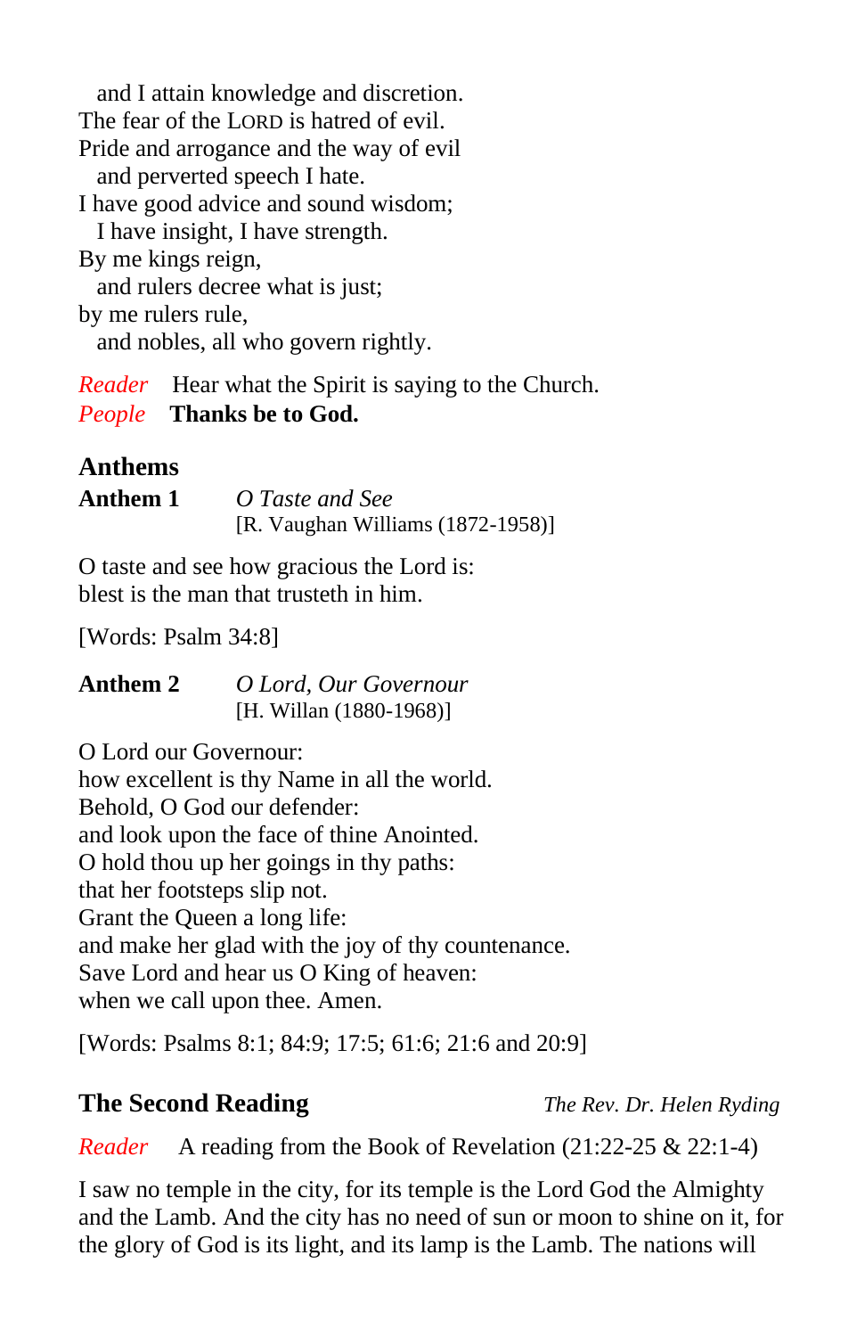and I attain knowledge and discretion.
The fear of the LORD is hatred of evil.
Pride and arrogance and the way of evil
and perverted speech I hate.
I have good advice and sound wisdom;
I have insight, I have strength.
By me kings reign,
and rulers decree what is just;
by me rulers rule,
and nobles, all who govern rightly.

*Reader* Hear what the Spirit is saying to the Church.
*People* **Thanks be to God.**

## Anthems

**Anthem 1** *O Taste and See*
[R. Vaughan Williams (1872-1958)]

O taste and see how gracious the Lord is:
blest is the man that trusteth in him.

[Words: Psalm 34:8]

**Anthem 2** *O Lord, Our Governour*
[H. Willan (1880-1968)]

O Lord our Governour:
how excellent is thy Name in all the world.
Behold, O God our defender:
and look upon the face of thine Anointed.
O hold thou up her goings in thy paths:
that her footsteps slip not.
Grant the Queen a long life:
and make her glad with the joy of thy countenance.
Save Lord and hear us O King of heaven:
when we call upon thee. Amen.

[Words: Psalms 8:1; 84:9; 17:5; 61:6; 21:6 and 20:9]

## The Second Reading

*The Rev. Dr. Helen Ryding*

*Reader* A reading from the Book of Revelation (21:22-25 & 22:1-4)

I saw no temple in the city, for its temple is the Lord God the Almighty and the Lamb. And the city has no need of sun or moon to shine on it, for the glory of God is its light, and its lamp is the Lamb. The nations will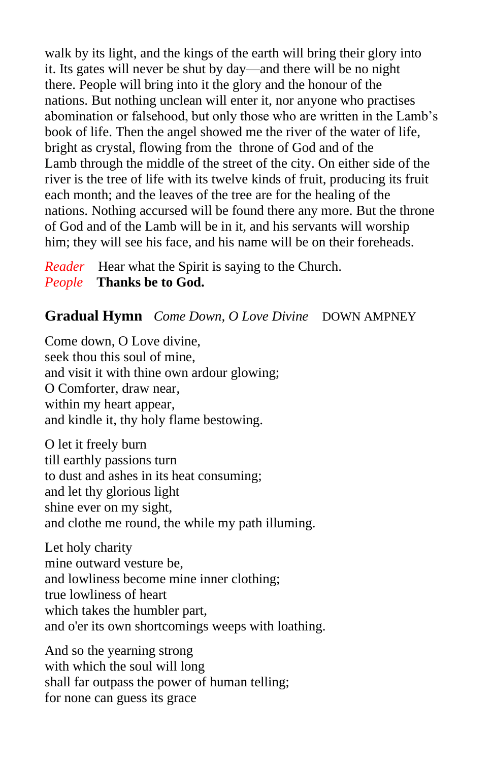walk by its light, and the kings of the earth will bring their glory into it. Its gates will never be shut by day—and there will be no night there. People will bring into it the glory and the honour of the nations. But nothing unclean will enter it, nor anyone who practises abomination or falsehood, but only those who are written in the Lamb's book of life. Then the angel showed me the river of the water of life, bright as crystal, flowing from the throne of God and of the Lamb through the middle of the street of the city. On either side of the river is the tree of life with its twelve kinds of fruit, producing its fruit each month; and the leaves of the tree are for the healing of the nations. Nothing accursed will be found there any more. But the throne of God and of the Lamb will be in it, and his servants will worship him; they will see his face, and his name will be on their foreheads.

*Reader* Hear what the Spirit is saying to the Church.  
*People* **Thanks be to God.**

## Gradual Hymn *Come Down, O Love Divine* DOWN AMPNEY

Come down, O Love divine,  
seek thou this soul of mine,  
and visit it with thine own ardour glowing;  
O Comforter, draw near,  
within my heart appear,  
and kindle it, thy holy flame bestowing.

O let it freely burn  
till earthly passions turn  
to dust and ashes in its heat consuming;  
and let thy glorious light  
shine ever on my sight,  
and clothe me round, the while my path illuming.

Let holy charity  
mine outward vesture be,  
and lowliness become mine inner clothing;  
true lowliness of heart  
which takes the humbler part,  
and o'er its own shortcomings weeps with loathing.

And so the yearning strong  
with which the soul will long  
shall far outpass the power of human telling;  
for none can guess its grace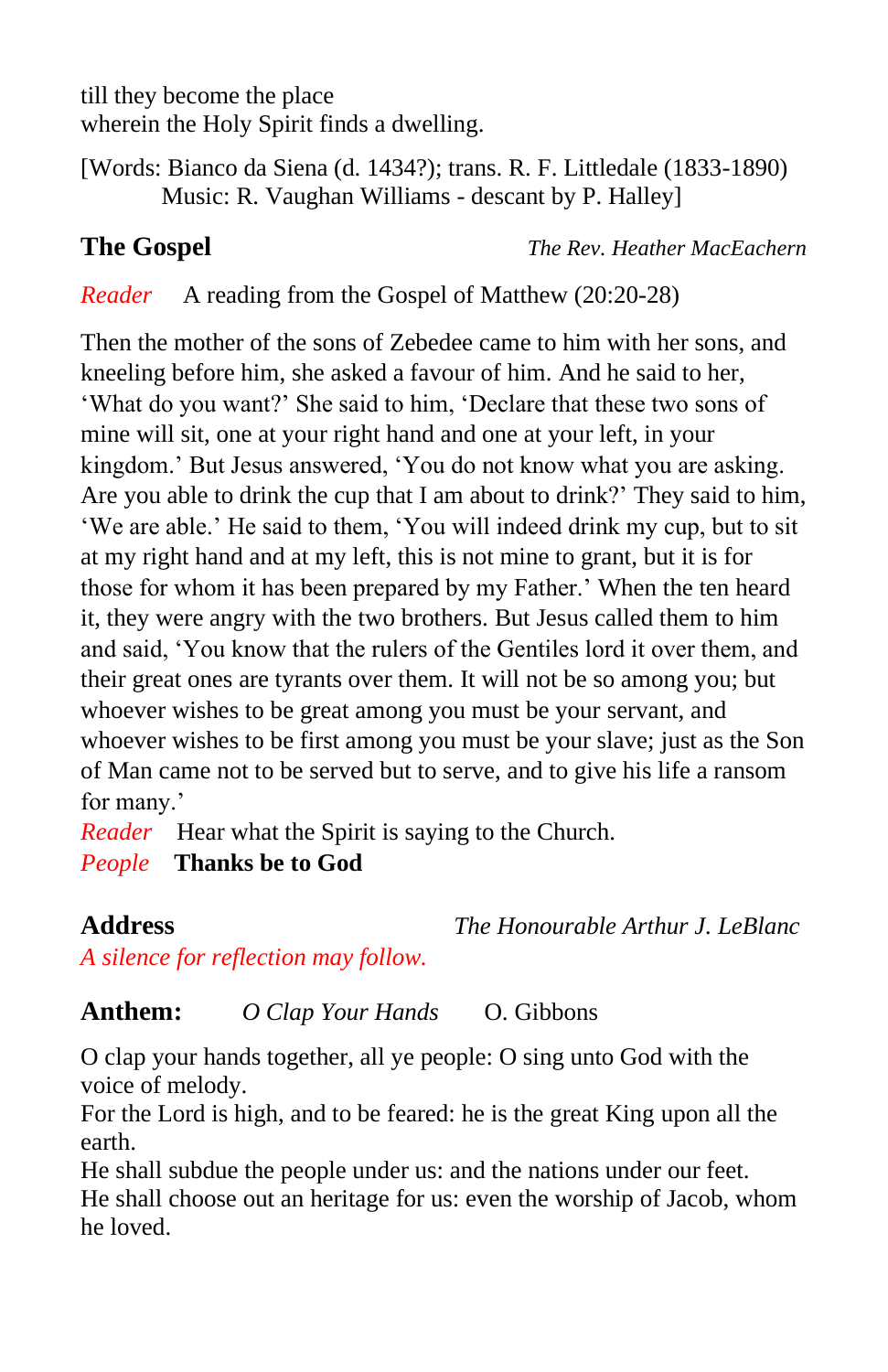till they become the place
wherein the Holy Spirit finds a dwelling.

[Words: Bianco da Siena (d. 1434?); trans. R. F. Littledale (1833-1890)
Music: R. Vaughan Williams - descant by P. Halley]

## The Gospel *The Rev. Heather MacEachern*

*Reader* A reading from the Gospel of Matthew (20:20-28)

Then the mother of the sons of Zebedee came to him with her sons, and kneeling before him, she asked a favour of him. And he said to her, 'What do you want?' She said to him, 'Declare that these two sons of mine will sit, one at your right hand and one at your left, in your kingdom.' But Jesus answered, 'You do not know what you are asking. Are you able to drink the cup that I am about to drink?' They said to him, 'We are able.' He said to them, 'You will indeed drink my cup, but to sit at my right hand and at my left, this is not mine to grant, but it is for those for whom it has been prepared by my Father.' When the ten heard it, they were angry with the two brothers. But Jesus called them to him and said, 'You know that the rulers of the Gentiles lord it over them, and their great ones are tyrants over them. It will not be so among you; but whoever wishes to be great among you must be your servant, and whoever wishes to be first among you must be your slave; just as the Son of Man came not to be served but to serve, and to give his life a ransom for many.'

*Reader* Hear what the Spirit is saying to the Church.
*People* **Thanks be to God**

## Address *The Honourable Arthur J. LeBlanc*

*A silence for reflection may follow.*

## Anthem: *O Clap Your Hands* O. Gibbons

O clap your hands together, all ye people: O sing unto God with the voice of melody.
For the Lord is high, and to be feared: he is the great King upon all the earth.
He shall subdue the people under us: and the nations under our feet.
He shall choose out an heritage for us: even the worship of Jacob, whom he loved.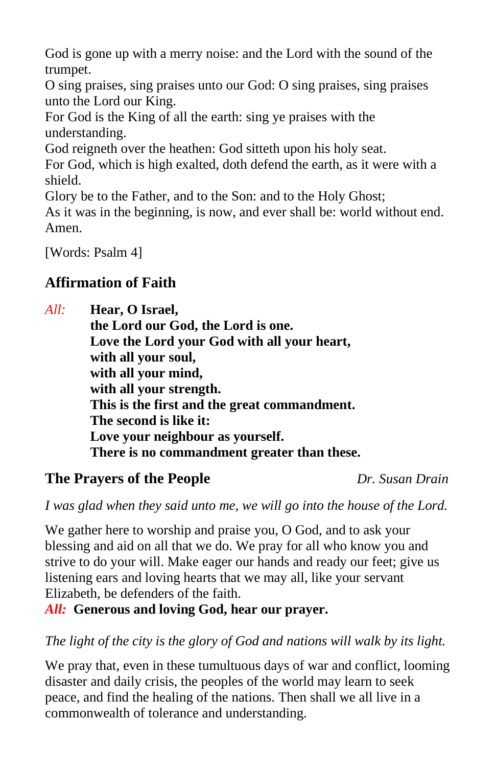God is gone up with a merry noise: and the Lord with the sound of the trumpet.
O sing praises, sing praises unto our God: O sing praises, sing praises unto the Lord our King.
For God is the King of all the earth: sing ye praises with the understanding.
God reigneth over the heathen: God sitteth upon his holy seat.
For God, which is high exalted, doth defend the earth, as it were with a shield.
Glory be to the Father, and to the Son: and to the Holy Ghost;
As it was in the beginning, is now, and ever shall be: world without end. Amen.

[Words: Psalm 4]

## Affirmation of Faith

*All:* **Hear, O Israel,**
**the Lord our God, the Lord is one.**
**Love the Lord your God with all your heart,**
**with all your soul,**
**with all your mind,**
**with all your strength.**
**This is the first and the great commandment.**
**The second is like it:**
**Love your neighbour as yourself.**
**There is no commandment greater than these.**

## The Prayers of the People

*Dr. Susan Drain*

*I was glad when they said unto me, we will go into the house of the Lord.*

We gather here to worship and praise you, O God, and to ask your blessing and aid on all that we do. We pray for all who know you and strive to do your will. Make eager our hands and ready our feet; give us listening ears and loving hearts that we may all, like your servant Elizabeth, be defenders of the faith.
*All:* **Generous and loving God, hear our prayer.**

*The light of the city is the glory of God and nations will walk by its light.*

We pray that, even in these tumultuous days of war and conflict, looming disaster and daily crisis, the peoples of the world may learn to seek peace, and find the healing of the nations. Then shall we all live in a commonwealth of tolerance and understanding.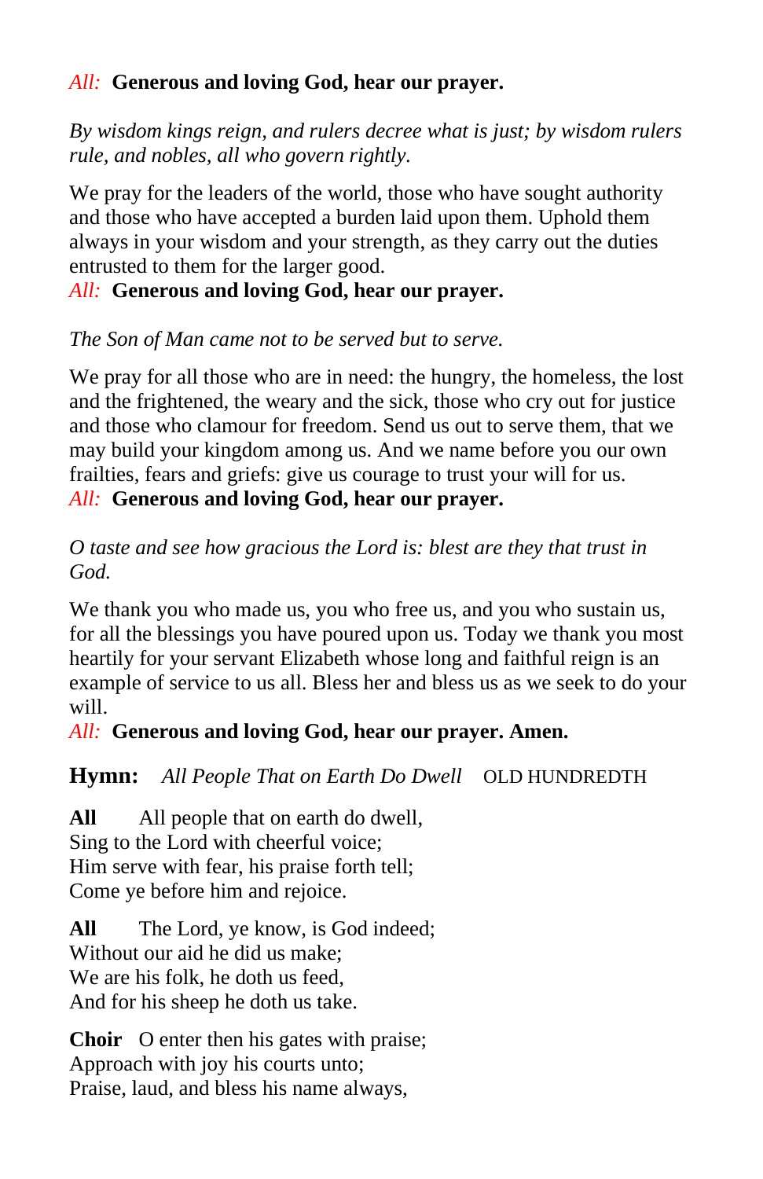*All:* **Generous and loving God, hear our prayer.**

*By wisdom kings reign, and rulers decree what is just; by wisdom rulers rule, and nobles, all who govern rightly.*

We pray for the leaders of the world, those who have sought authority and those who have accepted a burden laid upon them. Uphold them always in your wisdom and your strength, as they carry out the duties entrusted to them for the larger good.
*All:* **Generous and loving God, hear our prayer.**

*The Son of Man came not to be served but to serve.*

We pray for all those who are in need: the hungry, the homeless, the lost and the frightened, the weary and the sick, those who cry out for justice and those who clamour for freedom. Send us out to serve them, that we may build your kingdom among us. And we name before you our own frailties, fears and griefs: give us courage to trust your will for us.
*All:* **Generous and loving God, hear our prayer.**

*O taste and see how gracious the Lord is: blest are they that trust in God.*

We thank you who made us, you who free us, and you who sustain us, for all the blessings you have poured upon us. Today we thank you most heartily for your servant Elizabeth whose long and faithful reign is an example of service to us all. Bless her and bless us as we seek to do your will.
*All:* **Generous and loving God, hear our prayer. Amen.**

**Hymn:** *All People That on Earth Do Dwell* OLD HUNDREDTH

**All** All people that on earth do dwell,
Sing to the Lord with cheerful voice;
Him serve with fear, his praise forth tell;
Come ye before him and rejoice.

**All** The Lord, ye know, is God indeed;
Without our aid he did us make;
We are his folk, he doth us feed,
And for his sheep he doth us take.

**Choir** O enter then his gates with praise;
Approach with joy his courts unto;
Praise, laud, and bless his name always,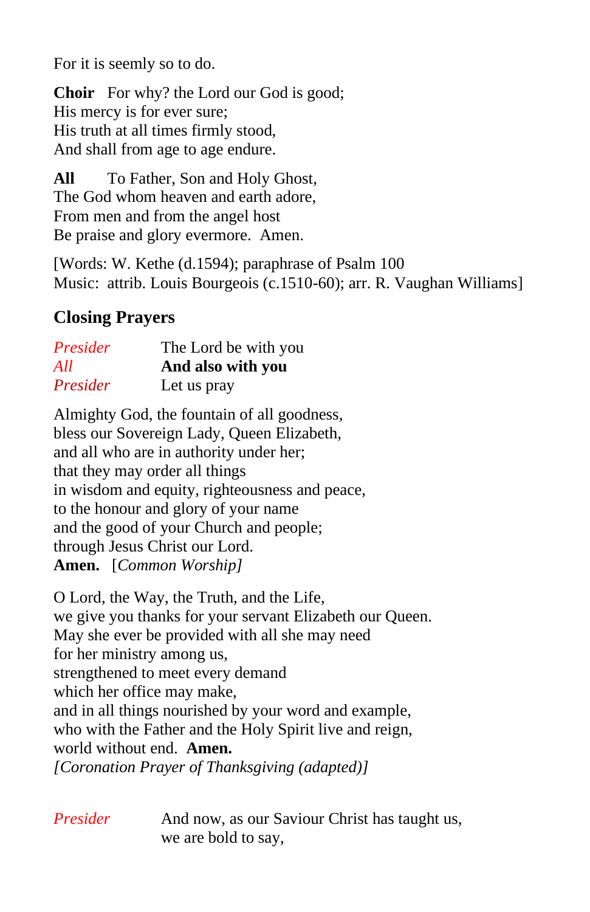For it is seemly so to do.

**Choir** For why? the Lord our God is good;
His mercy is for ever sure;
His truth at all times firmly stood,
And shall from age to age endure.

**All** To Father, Son and Holy Ghost,
The God whom heaven and earth adore,
From men and from the angel host
Be praise and glory evermore. Amen.

[Words: W. Kethe (d.1594); paraphrase of Psalm 100
Music: attrib. Louis Bourgeois (c.1510-60); arr. R. Vaughan Williams]

## Closing Prayers

*Presider* The Lord be with you
*All* **And also with you**
*Presider* Let us pray

Almighty God, the fountain of all goodness,
bless our Sovereign Lady, Queen Elizabeth,
and all who are in authority under her;
that they may order all things
in wisdom and equity, righteousness and peace,
to the honour and glory of your name
and the good of your Church and people;
through Jesus Christ our Lord.
**Amen.** [*Common Worship]*

O Lord, the Way, the Truth, and the Life,
we give you thanks for your servant Elizabeth our Queen.
May she ever be provided with all she may need
for her ministry among us,
strengthened to meet every demand
which her office may make,
and in all things nourished by your word and example,
who with the Father and the Holy Spirit live and reign,
world without end. **Amen.**
*[Coronation Prayer of Thanksgiving (adapted)]*

*Presider* And now, as our Saviour Christ has taught us,
we are bold to say,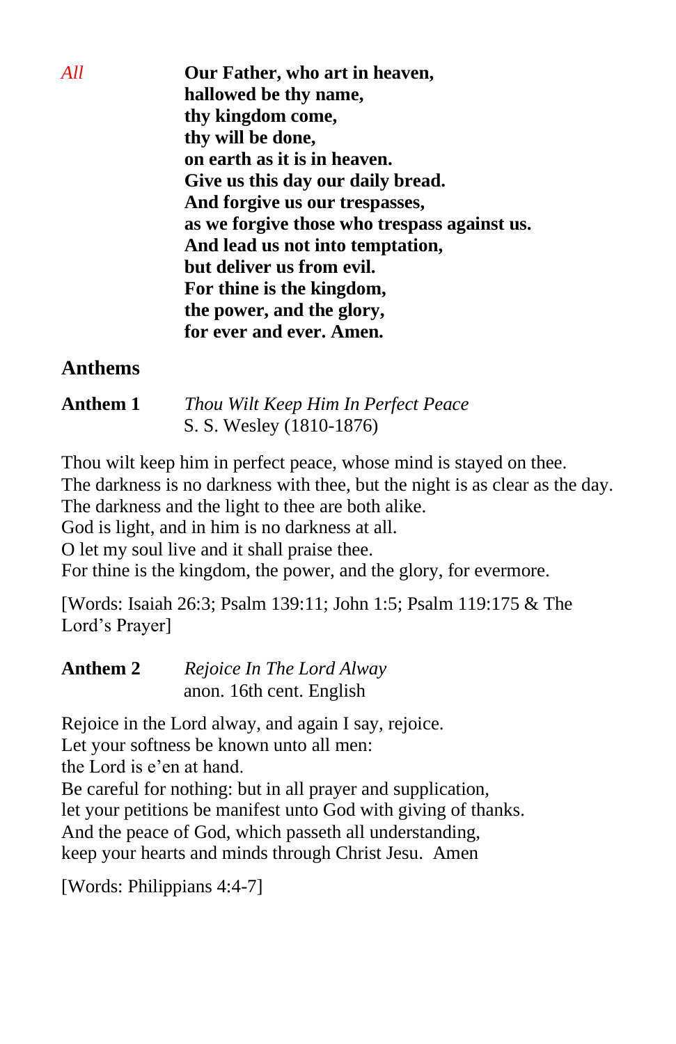*All* **Our Father, who art in heaven,**
**hallowed be thy name,**
**thy kingdom come,**
**thy will be done,**
**on earth as it is in heaven.**
**Give us this day our daily bread.**
**And forgive us our trespasses,**
**as we forgive those who trespass against us.**
**And lead us not into temptation,**
**but deliver us from evil.**
**For thine is the kingdom,**
**the power, and the glory,**
**for ever and ever. Amen.**

## Anthems

**Anthem 1** *Thou Wilt Keep Him In Perfect Peace*
S. S. Wesley (1810-1876)

Thou wilt keep him in perfect peace, whose mind is stayed on thee.
The darkness is no darkness with thee, but the night is as clear as the day.
The darkness and the light to thee are both alike.
God is light, and in him is no darkness at all.
O let my soul live and it shall praise thee.
For thine is the kingdom, the power, and the glory, for evermore.

[Words: Isaiah 26:3; Psalm 139:11; John 1:5; Psalm 119:175 & The Lord's Prayer]

**Anthem 2** *Rejoice In The Lord Alway*
anon. 16th cent. English

Rejoice in the Lord alway, and again I say, rejoice.
Let your softness be known unto all men:
the Lord is e'en at hand.
Be careful for nothing: but in all prayer and supplication,
let your petitions be manifest unto God with giving of thanks.
And the peace of God, which passeth all understanding,
keep your hearts and minds through Christ Jesu. Amen

[Words: Philippians 4:4-7]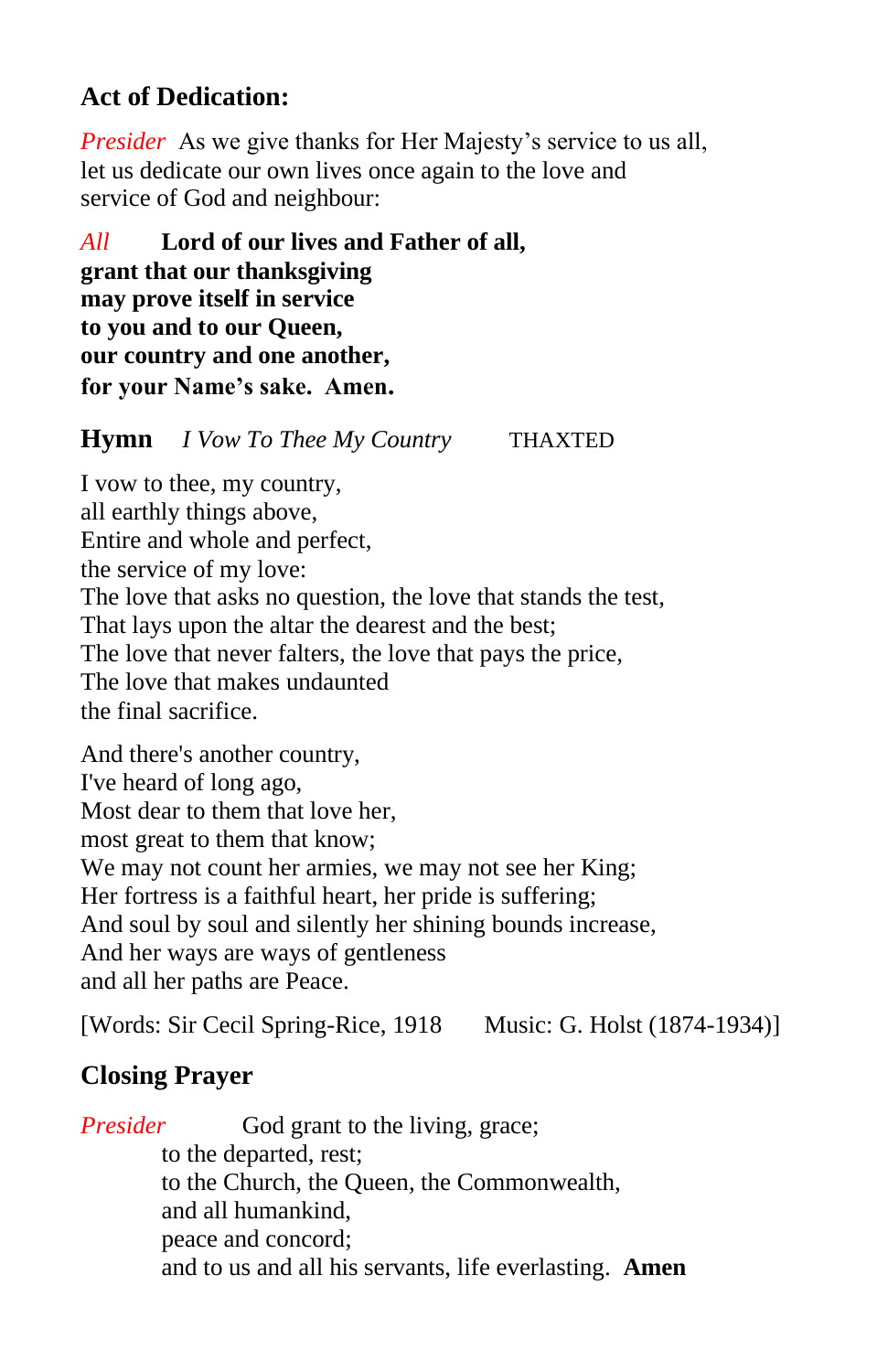## Act of Dedication:

*Presider* As we give thanks for Her Majesty's service to us all, let us dedicate our own lives once again to the love and service of God and neighbour:

*All* **Lord of our lives and Father of all,**
**grant that our thanksgiving**
**may prove itself in service**
**to you and to our Queen,**
**our country and one another,**
**for your Name's sake. Amen.**

## Hymn *I Vow To Thee My Country* THAXTED

I vow to thee, my country,
all earthly things above,
Entire and whole and perfect,
the service of my love:
The love that asks no question, the love that stands the test,
That lays upon the altar the dearest and the best;
The love that never falters, the love that pays the price,
The love that makes undaunted
the final sacrifice.

And there's another country,
I've heard of long ago,
Most dear to them that love her,
most great to them that know;
We may not count her armies, we may not see her King;
Her fortress is a faithful heart, her pride is suffering;
And soul by soul and silently her shining bounds increase,
And her ways are ways of gentleness
and all her paths are Peace.

[Words: Sir Cecil Spring-Rice, 1918 Music: G. Holst (1874-1934)]

## Closing Prayer

*Presider* God grant to the living, grace;
to the departed, rest;
to the Church, the Queen, the Commonwealth,
and all humankind,
peace and concord;
and to us and all his servants, life everlasting. **Amen**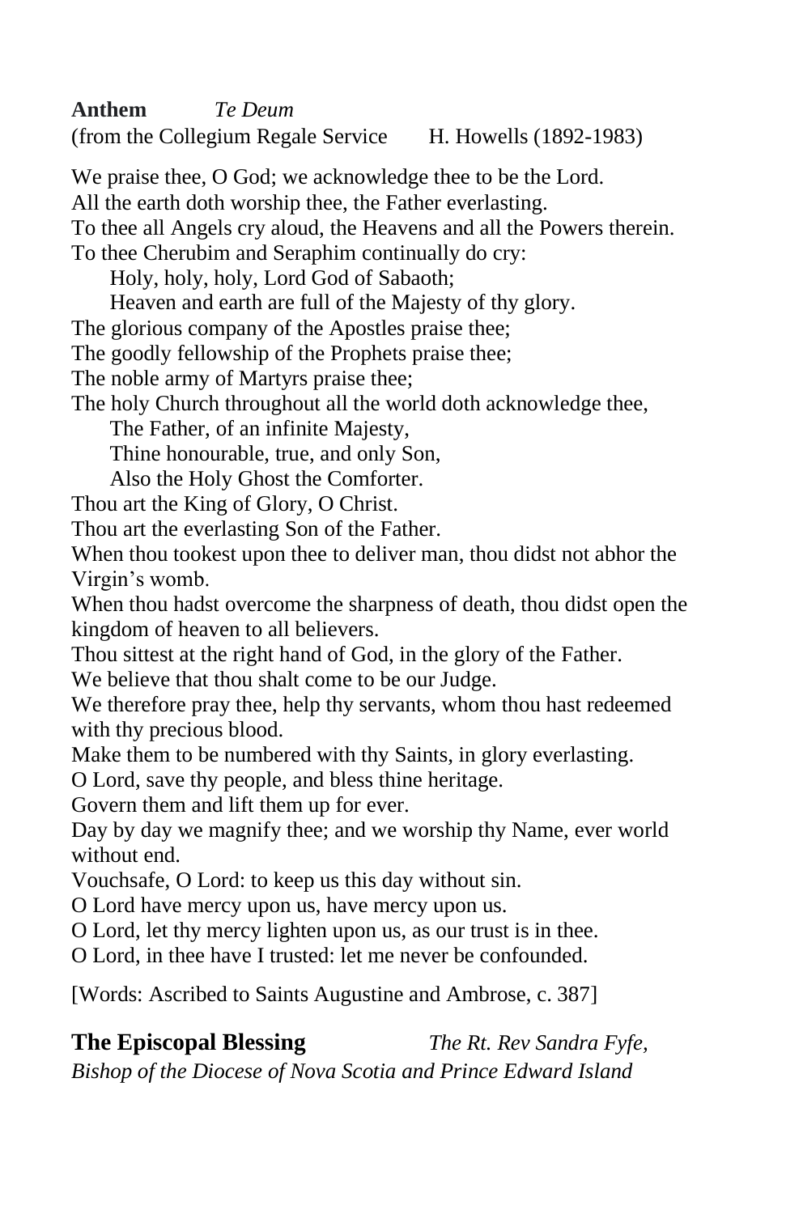**Anthem** *Te Deum*
(from the Collegium Regale Service H. Howells (1892-1983)

We praise thee, O God; we acknowledge thee to be the Lord.
All the earth doth worship thee, the Father everlasting.
To thee all Angels cry aloud, the Heavens and all the Powers therein.
To thee Cherubim and Seraphim continually do cry:
Holy, holy, holy, Lord God of Sabaoth;
Heaven and earth are full of the Majesty of thy glory.
The glorious company of the Apostles praise thee;
The goodly fellowship of the Prophets praise thee;
The noble army of Martyrs praise thee;
The holy Church throughout all the world doth acknowledge thee,
The Father, of an infinite Majesty,
Thine honourable, true, and only Son,
Also the Holy Ghost the Comforter.
Thou art the King of Glory, O Christ.
Thou art the everlasting Son of the Father.
When thou tookest upon thee to deliver man, thou didst not abhor the Virgin's womb.
When thou hadst overcome the sharpness of death, thou didst open the kingdom of heaven to all believers.
Thou sittest at the right hand of God, in the glory of the Father.
We believe that thou shalt come to be our Judge.
We therefore pray thee, help thy servants, whom thou hast redeemed with thy precious blood.
Make them to be numbered with thy Saints, in glory everlasting.
O Lord, save thy people, and bless thine heritage.
Govern them and lift them up for ever.
Day by day we magnify thee; and we worship thy Name, ever world without end.
Vouchsafe, O Lord: to keep us this day without sin.
O Lord have mercy upon us, have mercy upon us.
O Lord, let thy mercy lighten upon us, as our trust is in thee.
O Lord, in thee have I trusted: let me never be confounded.

[Words: Ascribed to Saints Augustine and Ambrose, c. 387]

## The Episcopal Blessing *The Rt. Rev Sandra Fyfe, Bishop of the Diocese of Nova Scotia and Prince Edward Island*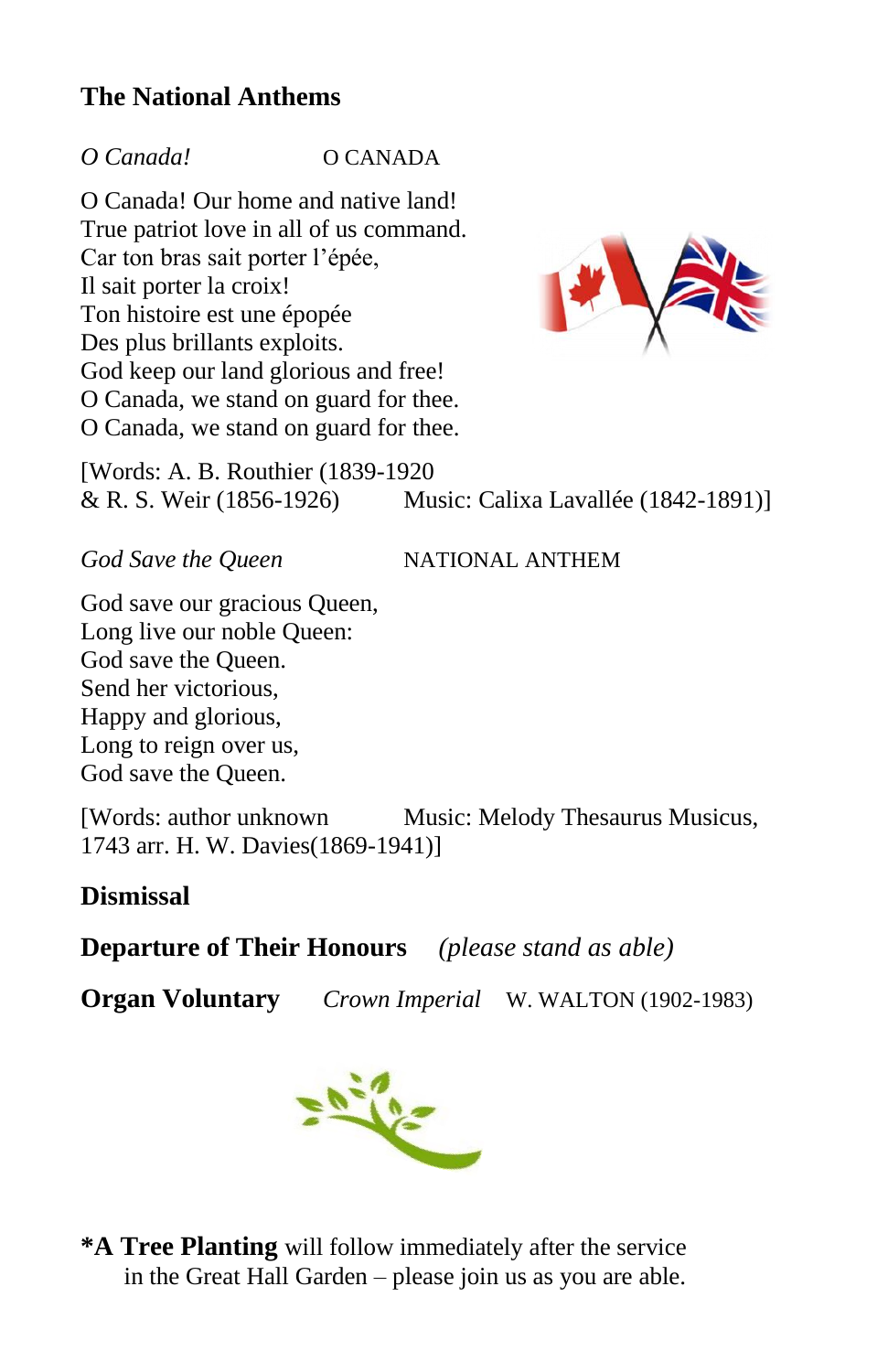## The National Anthems

*O Canada!* O CANADA

O Canada! Our home and native land!
True patriot love in all of us command.
Car ton bras sait porter l'épée,
Il sait porter la croix!
Ton histoire est une épopée
Des plus brillants exploits.
God keep our land glorious and free!
O Canada, we stand on guard for thee.
O Canada, we stand on guard for thee.

[Words: A. B. Routhier (1839-1920 & R. S. Weir (1856-1926) Music: Calixa Lavallée (1842-1891)]

*God Save the Queen* NATIONAL ANTHEM

God save our gracious Queen,
Long live our noble Queen:
God save the Queen.
Send her victorious,
Happy and glorious,
Long to reign over us,
God save the Queen.

[Words: author unknown Music: Melody Thesaurus Musicus, 1743 arr. H. W. Davies(1869-1941)]

**Dismissal**

**Departure of Their Honours** *(please stand as able)*

**Organ Voluntary** *Crown Imperial* W. WALTON (1902-1983)

***A Tree Planting** will follow immediately after the service in the Great Hall Garden – please join us as you are able.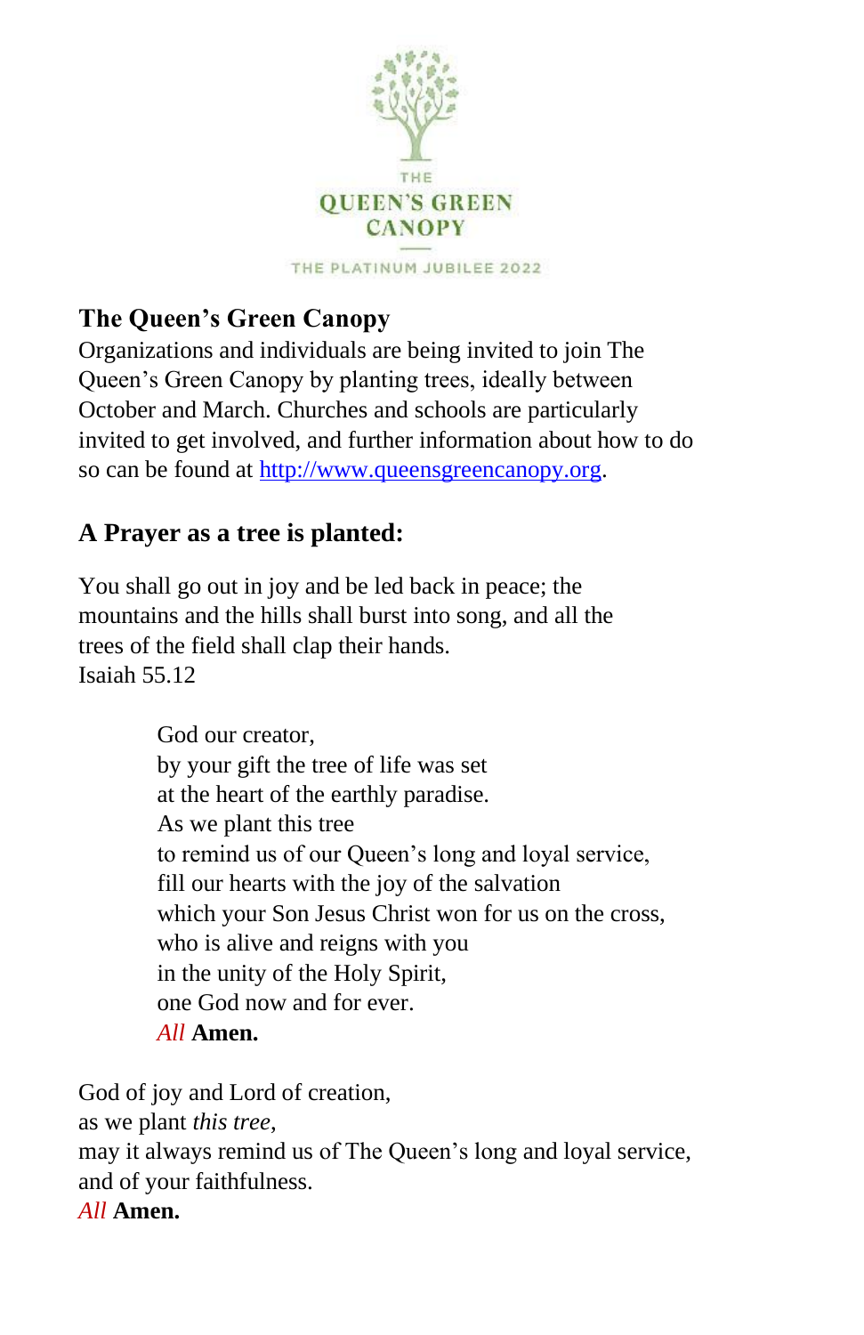THE

QUEEN'S GREEN CANOPY

THE PLATINUM JUBILEE 2022

## The Queen's Green Canopy

Organizations and individuals are being invited to join The Queen's Green Canopy by planting trees, ideally between October and March. Churches and schools are particularly invited to get involved, and further information about how to do so can be found at [http://www.queensgreencanopy.org](http://www.queensgreencanopy.org).

## A Prayer as a tree is planted:

You shall go out in joy and be led back in peace; the mountains and the hills shall burst into song, and all the trees of the field shall clap their hands.
Isaiah 55.12

> God our creator,
> by your gift the tree of life was set
> at the heart of the earthly paradise.
> As we plant this tree
> to remind us of our Queen's long and loyal service,
> fill our hearts with the joy of the salvation
> which your Son Jesus Christ won for us on the cross,
> who is alive and reigns with you
> in the unity of the Holy Spirit,
> one God now and for ever.
> *All* **Amen.**

God of joy and Lord of creation,
as we plant *this tree*,
may it always remind us of The Queen's long and loyal service,
and of your faithfulness.
*All* **Amen.**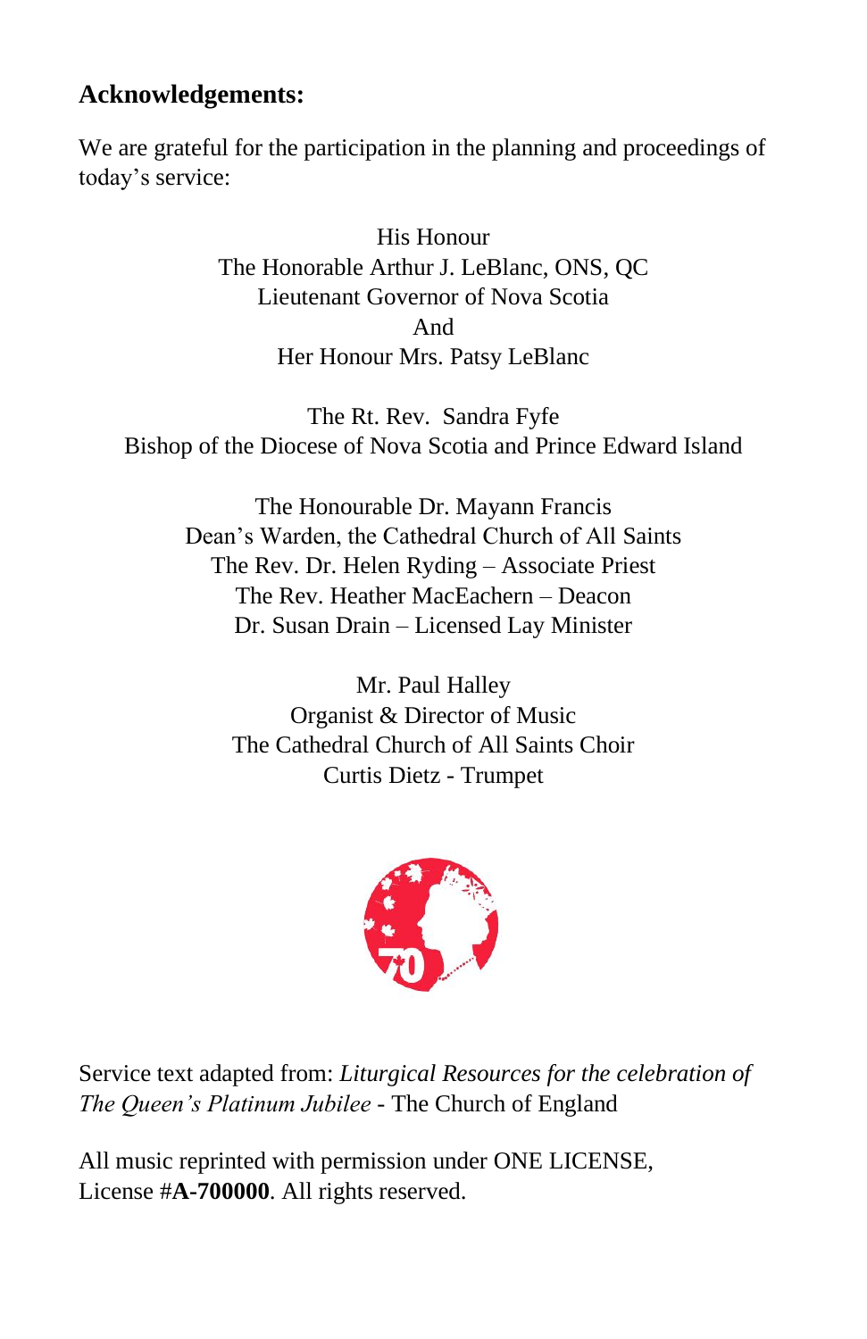## Acknowledgements:

We are grateful for the participation in the planning and proceedings of today's service:

His Honour  
The Honorable Arthur J. LeBlanc, ONS, QC  
Lieutenant Governor of Nova Scotia  
And  
Her Honour Mrs. Patsy LeBlanc

The Rt. Rev. Sandra Fyfe  
Bishop of the Diocese of Nova Scotia and Prince Edward Island

The Honourable Dr. Mayann Francis  
Dean's Warden, the Cathedral Church of All Saints  
The Rev. Dr. Helen Ryding – Associate Priest  
The Rev. Heather MacEachern – Deacon  
Dr. Susan Drain – Licensed Lay Minister

Mr. Paul Halley  
Organist & Director of Music  
The Cathedral Church of All Saints Choir  
Curtis Dietz - Trumpet

Service text adapted from: *Liturgical Resources for the celebration of The Queen's Platinum Jubilee* - The Church of England

All music reprinted with permission under ONE LICENSE, License #**A-700000**. All rights reserved.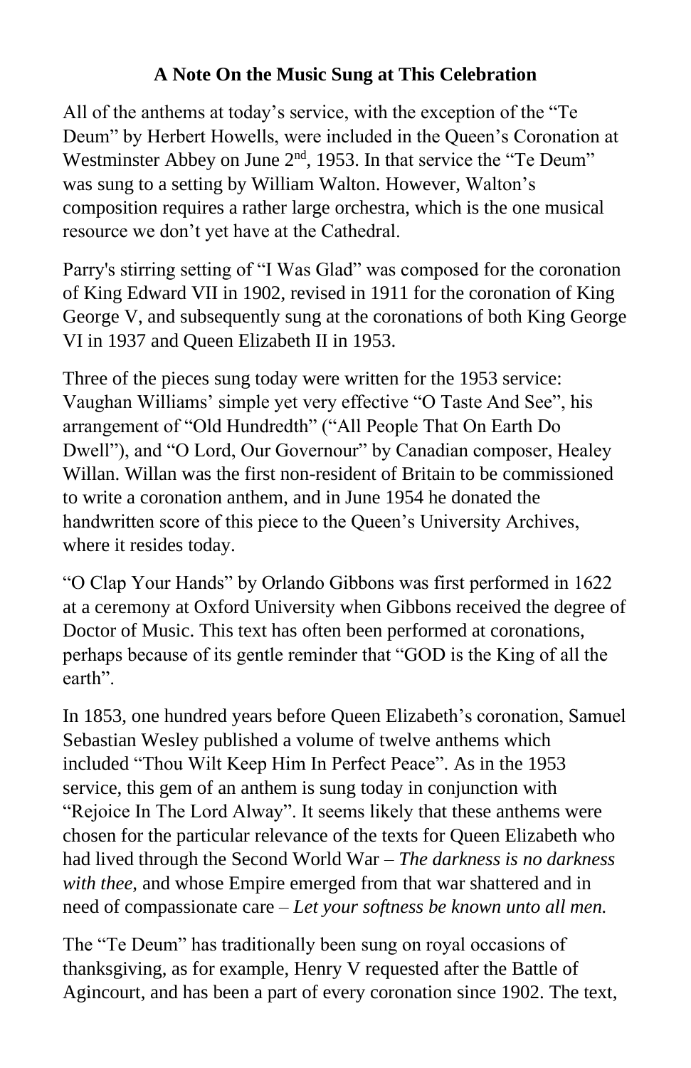**A Note On the Music Sung at This Celebration**

All of the anthems at today's service, with the exception of the "Te Deum" by Herbert Howells, were included in the Queen's Coronation at Westminster Abbey on June 2nd, 1953. In that service the "Te Deum" was sung to a setting by William Walton. However, Walton's composition requires a rather large orchestra, which is the one musical resource we don't yet have at the Cathedral.

Parry's stirring setting of "I Was Glad" was composed for the coronation of King Edward VII in 1902, revised in 1911 for the coronation of King George V, and subsequently sung at the coronations of both King George VI in 1937 and Queen Elizabeth II in 1953.

Three of the pieces sung today were written for the 1953 service: Vaughan Williams' simple yet very effective "O Taste And See", his arrangement of "Old Hundredth" ("All People That On Earth Do Dwell"), and "O Lord, Our Governour" by Canadian composer, Healey Willan. Willan was the first non-resident of Britain to be commissioned to write a coronation anthem, and in June 1954 he donated the handwritten score of this piece to the Queen's University Archives, where it resides today.

"O Clap Your Hands" by Orlando Gibbons was first performed in 1622 at a ceremony at Oxford University when Gibbons received the degree of Doctor of Music. This text has often been performed at coronations, perhaps because of its gentle reminder that "GOD is the King of all the earth".

In 1853, one hundred years before Queen Elizabeth's coronation, Samuel Sebastian Wesley published a volume of twelve anthems which included "Thou Wilt Keep Him In Perfect Peace". As in the 1953 service, this gem of an anthem is sung today in conjunction with "Rejoice In The Lord Alway". It seems likely that these anthems were chosen for the particular relevance of the texts for Queen Elizabeth who had lived through the Second World War – *The darkness is no darkness with thee,* and whose Empire emerged from that war shattered and in need of compassionate care – *Let your softness be known unto all men.*

The "Te Deum" has traditionally been sung on royal occasions of thanksgiving, as for example, Henry V requested after the Battle of Agincourt, and has been a part of every coronation since 1902. The text,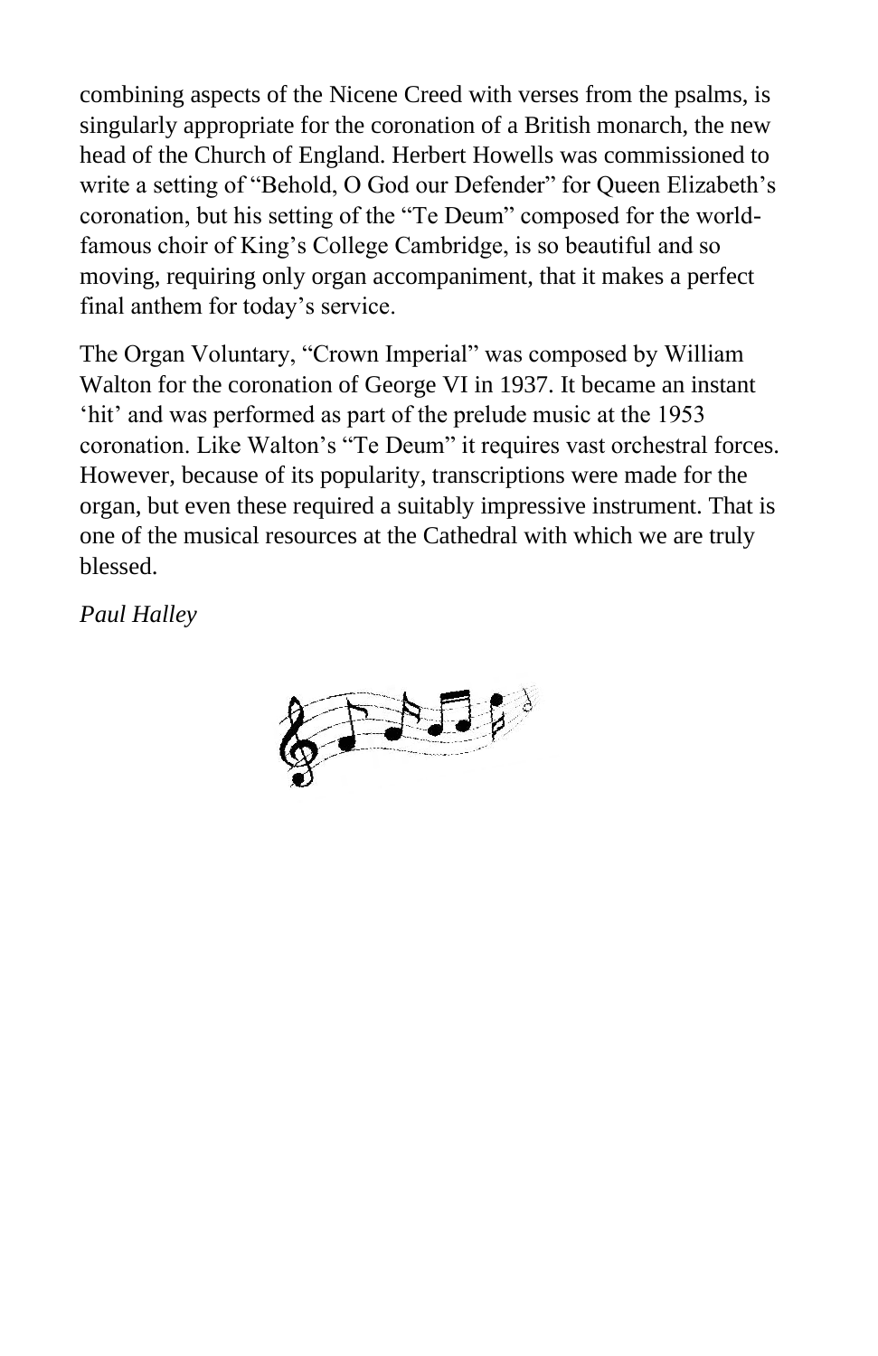combining aspects of the Nicene Creed with verses from the psalms, is singularly appropriate for the coronation of a British monarch, the new head of the Church of England. Herbert Howells was commissioned to write a setting of "Behold, O God our Defender" for Queen Elizabeth's coronation, but his setting of the "Te Deum" composed for the world-famous choir of King's College Cambridge, is so beautiful and so moving, requiring only organ accompaniment, that it makes a perfect final anthem for today's service.

The Organ Voluntary, "Crown Imperial" was composed by William Walton for the coronation of George VI in 1937. It became an instant 'hit' and was performed as part of the prelude music at the 1953 coronation. Like Walton's "Te Deum" it requires vast orchestral forces. However, because of its popularity, transcriptions were made for the organ, but even these required a suitably impressive instrument. That is one of the musical resources at the Cathedral with which we are truly blessed.

*Paul Halley*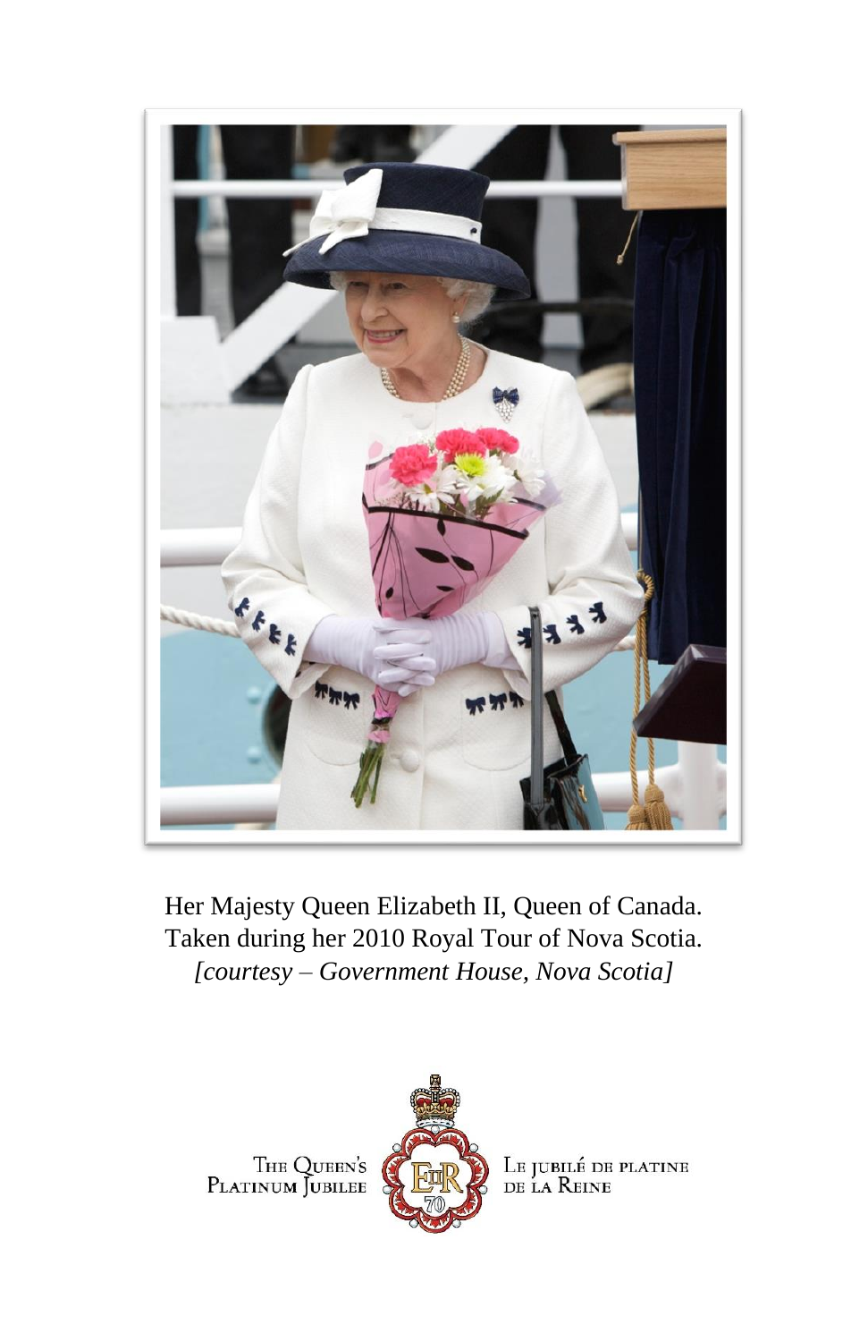Her Majesty Queen Elizabeth II, Queen of Canada.
Taken during her 2010 Royal Tour of Nova Scotia.
*[courtesy – Government House, Nova Scotia]*

The Queen's Platinum Jubilee

Le jubilé de platine de la Reine